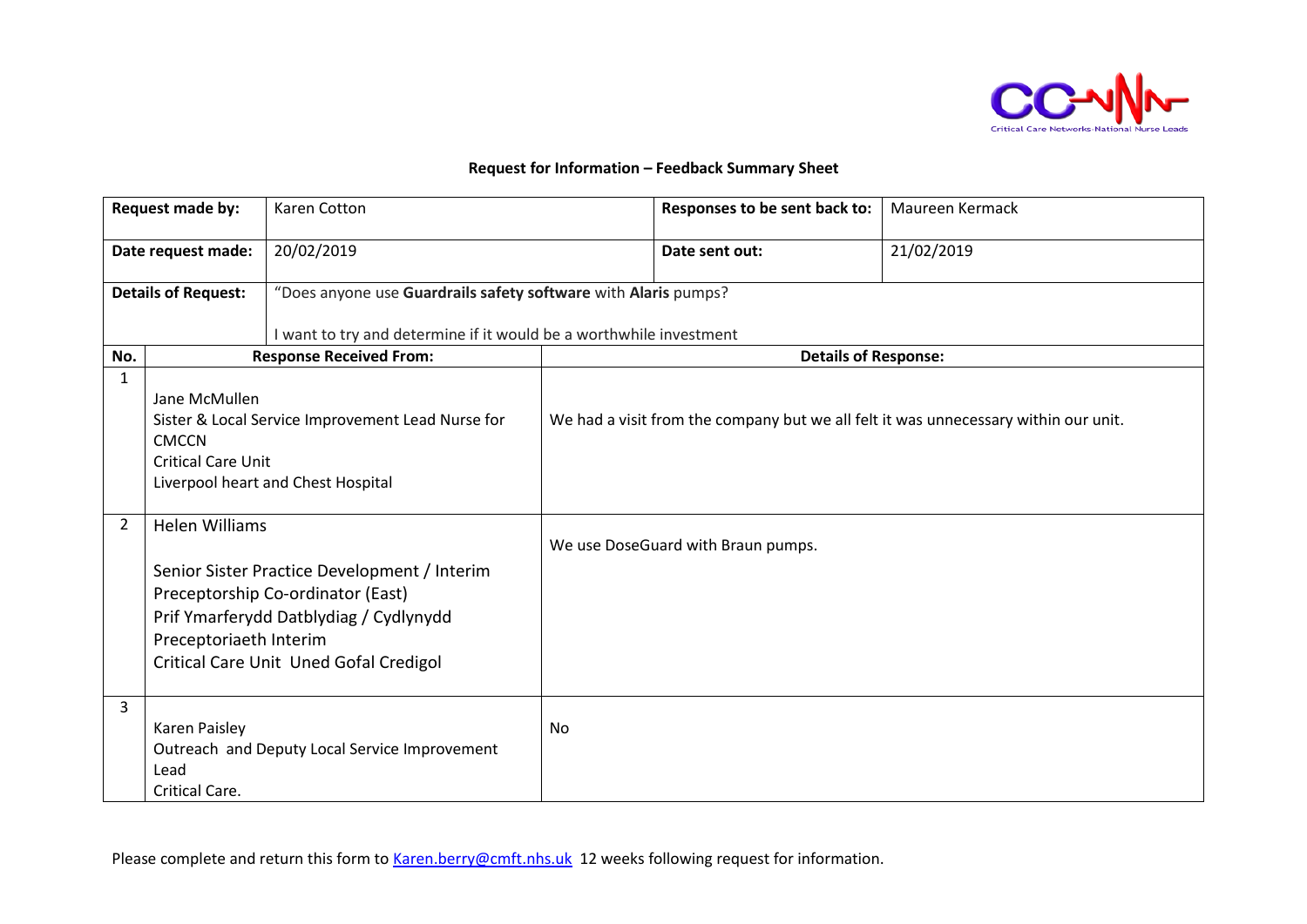## Request for Information – Feedback Summary Sheet

| Request made by: | Karen Cotton | Responses to be sent back to: | Maureen Kermack |
|---|---|---|---|
| Date request made: | 20/02/2019 | Date sent out: | 21/02/2019 |
| Details of Request: | "Does anyone use **Guardrails safety software** with **Alaris** pumps?<br><br>I want to try and determine if it would be a worthwhile investment | | |

| No. | Response Received From: | Details of Response: |
|---|---|---|
| 1 | Jane McMullen<br>Sister & Local Service Improvement Lead Nurse for CMCCN<br>Critical Care Unit<br>Liverpool heart and Chest Hospital | We had a visit from the company but we all felt it was unnecessary within our unit. |
| 2 | Helen Williams<br><br>Senior Sister Practice Development / Interim Preceptorship Co-ordinator (East)<br>Prif Ymarferydd Datblydiag / Cydlynydd Preceptoriaeth Interim<br>Critical Care Unit Uned Gofal Credigol | We use DoseGuard with Braun pumps. |
| 3 | Karen Paisley<br>Outreach and Deputy Local Service Improvement Lead<br>Critical Care. | No |

Please complete and return this form to Karen.berry@cmft.nhs.uk 12 weeks following request for information.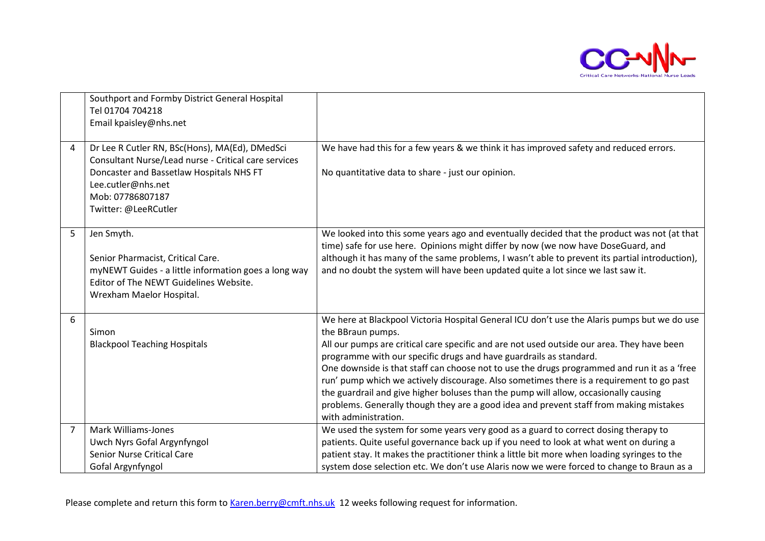| | | |
|---|---|---|
| | Southport and Formby District General Hospital<br>Tel 01704 704218<br>Email kpaisley@nhs.net | |
| 4 | Dr Lee R Cutler RN, BSc(Hons), MA(Ed), DMedSci<br>Consultant Nurse/Lead nurse - Critical care services<br>Doncaster and Bassetlaw Hospitals NHS FT<br>Lee.cutler@nhs.net<br>Mob: 07786807187<br>Twitter: @LeeRCutler | We have had this for a few years & we think it has improved safety and reduced errors.<br><br>No quantitative data to share - just our opinion. |
| 5 | Jen Smyth.<br><br>Senior Pharmacist, Critical Care.<br>myNEWT Guides - a little information goes a long way<br>Editor of The NEWT Guidelines Website.<br>Wrexham Maelor Hospital. | We looked into this some years ago and eventually decided that the product was not (at that time) safe for use here. Opinions might differ by now (we now have DoseGuard, and although it has many of the same problems, I wasn't able to prevent its partial introduction), and no doubt the system will have been updated quite a lot since we last saw it. |
| 6 | Simon<br>Blackpool Teaching Hospitals | We here at Blackpool Victoria Hospital General ICU don't use the Alaris pumps but we do use the BBraun pumps.<br>All our pumps are critical care specific and are not used outside our area. They have been programme with our specific drugs and have guardrails as standard.<br>One downside is that staff can choose not to use the drugs programmed and run it as a 'free run' pump which we actively discourage. Also sometimes there is a requirement to go past the guardrail and give higher boluses than the pump will allow, occasionally causing problems. Generally though they are a good idea and prevent staff from making mistakes with administration. |
| 7 | Mark Williams-Jones<br>Uwch Nyrs Gofal Argynfyngol<br>Senior Nurse Critical Care<br>Gofal Argynfyngol | We used the system for some years very good as a guard to correct dosing therapy to patients. Quite useful governance back up if you need to look at what went on during a patient stay. It makes the practitioner think a little bit more when loading syringes to the system dose selection etc. We don't use Alaris now we were forced to change to Braun as a |

Please complete and return this form to [Karen.berry@cmft.nhs.uk](mailto:Karen.berry@cmft.nhs.uk) 12 weeks following request for information.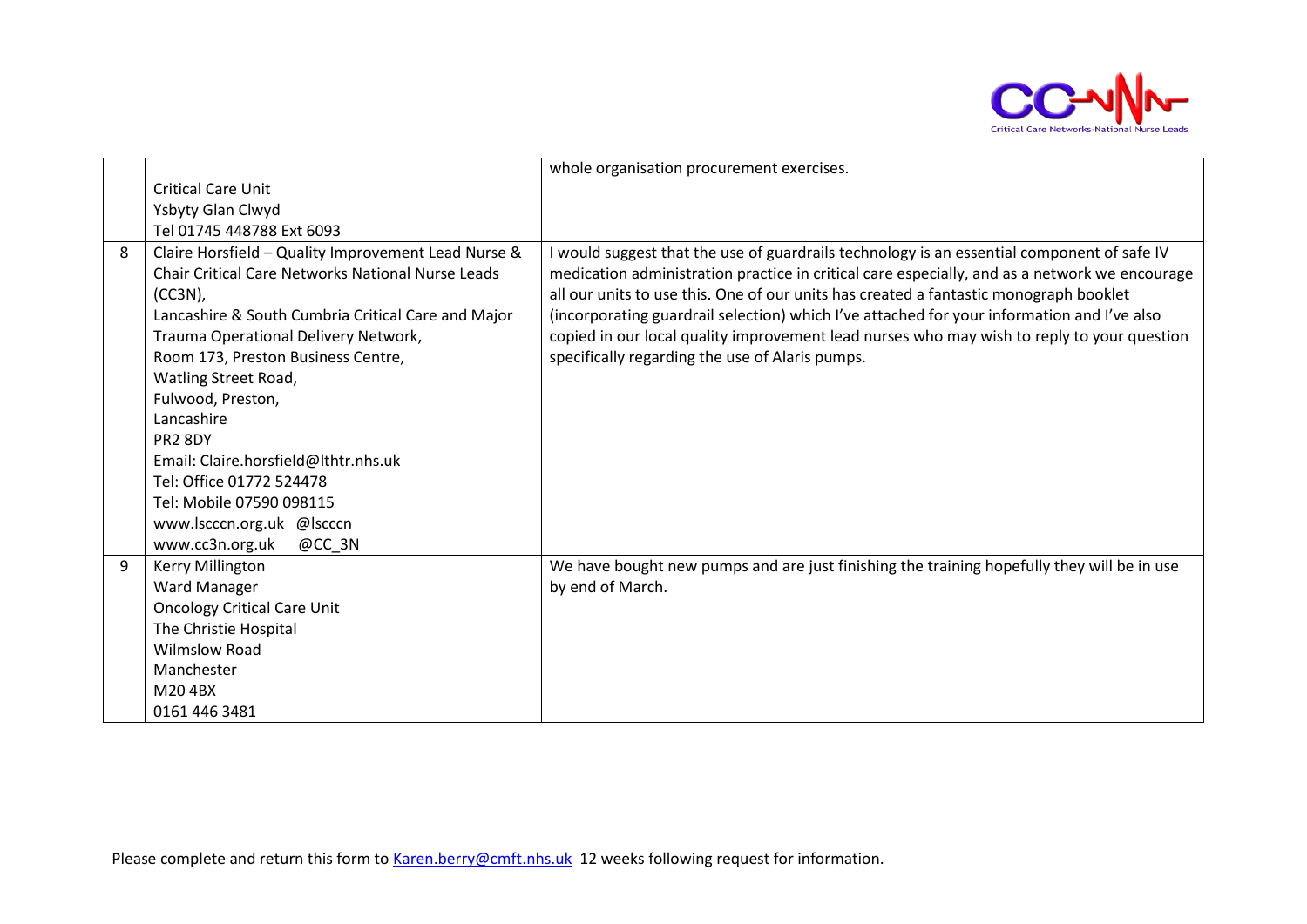| | | |
|---|---|---|
| | Critical Care Unit<br>Ysbyty Glan Clwyd<br>Tel 01745 448788 Ext 6093 | whole organisation procurement exercises. |
| 8 | Claire Horsfield – Quality Improvement Lead Nurse & Chair Critical Care Networks National Nurse Leads (CC3N),<br>Lancashire & South Cumbria Critical Care and Major Trauma Operational Delivery Network,<br>Room 173, Preston Business Centre,<br>Watling Street Road,<br>Fulwood, Preston,<br>Lancashire<br>PR2 8DY<br>Email: Claire.horsfield@lthtr.nhs.uk<br>Tel: Office 01772 524478<br>Tel: Mobile 07590 098115<br>www.lscccn.org.uk @lscccn<br>www.cc3n.org.uk @CC_3N | I would suggest that the use of guardrails technology is an essential component of safe IV medication administration practice in critical care especially, and as a network we encourage all our units to use this. One of our units has created a fantastic monograph booklet (incorporating guardrail selection) which I've attached for your information and I've also copied in our local quality improvement lead nurses who may wish to reply to your question specifically regarding the use of Alaris pumps. |
| 9 | Kerry Millington<br>Ward Manager<br>Oncology Critical Care Unit<br>The Christie Hospital<br>Wilmslow Road<br>Manchester<br>M20 4BX<br>0161 446 3481 | We have bought new pumps and are just finishing the training hopefully they will be in use by end of March. |

Please complete and return this form to Karen.berry@cmft.nhs.uk 12 weeks following request for information.